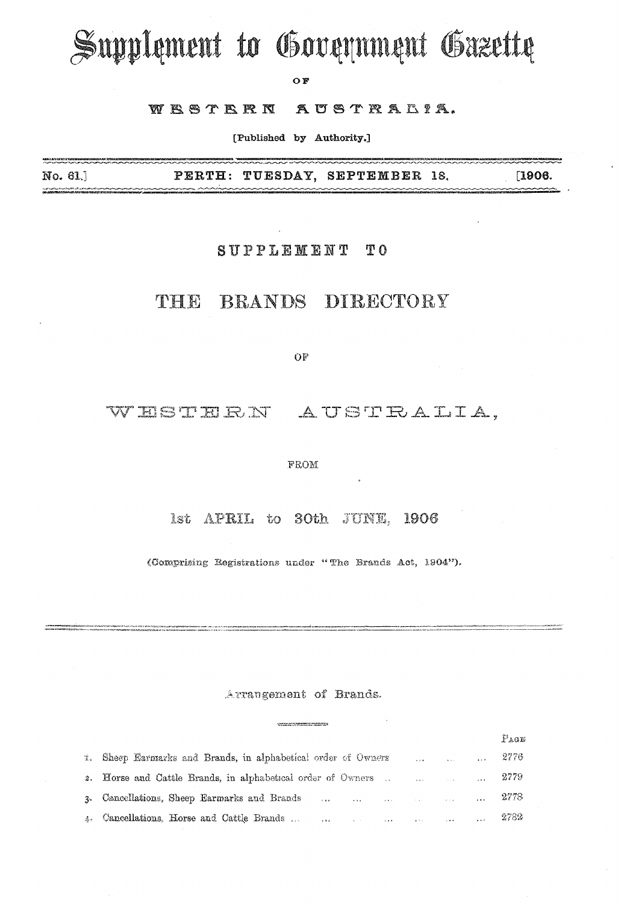# Supplement to Government Gazette

OF

## WESTERN AUSTRALIA.

[Published by Authority.]

No. 61.] PERTH: TUESDAY, SEPTEMBER 18. [1906.

SUPPLEMENT TO

# THE BRANDS DIRECTORY

OF

## WESTERN AUSTRALIA,

FROM

### 1st APRIL to 30th JUNE, 1906

(Comprising Registrations under "The Brands Act, 1904").

---

Arrangement of Brands.

| | | PAGE |
|---|---|---|
| 1. | Sheep Earmarks and Brands, in alphabetical order of Owners ... ... ... | 2776 |
| 2. | Horse and Cattle Brands, in alphabetical order of Owners .. ... ... ... | 2779 |
| 3. | Cancellations, Sheep Earmarks and Brands ... ... ... ... ... ... | 2778 |
| 4. | Cancellations, Horse and Cattle Brands ... ... ... ... ... ... | 2782 |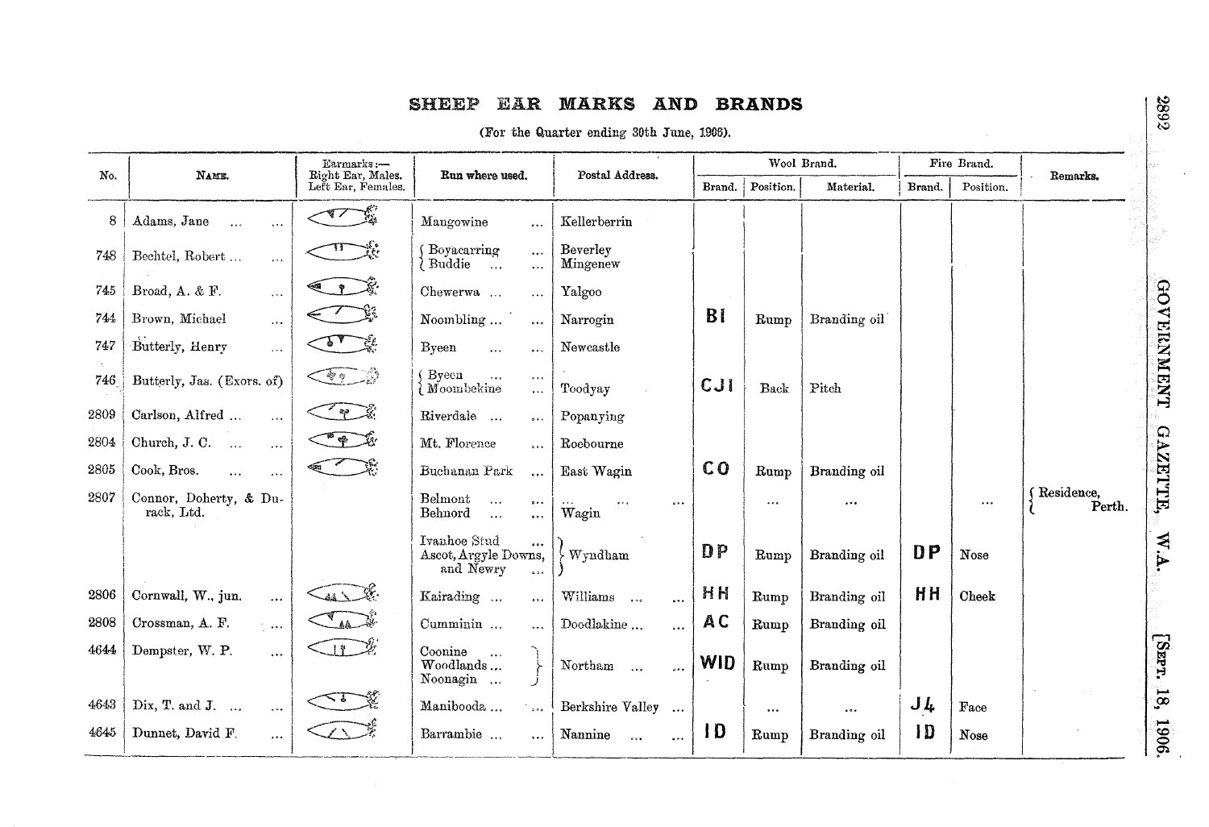## SHEEP EAR MARKS AND BRANDS

(For the Quarter ending 30th June, 1906).

| No. | Name. | Earmarks:— Right Ear, Males. Left Ear, Females. | Run where used. | Postal Address. | Wool Brand. | | | Fire Brand. | | Remarks. |
|---|---|---|---|---|---|---|---|---|---|---|
| | | | | | Brand. | Position. | Material. | Brand. | Position. | |
| 8 | Adams, Jane ... ... | | Mangowine ... | Kellerberrin | | | | | | |
| 748 | Bechtel, Robert ... ... | | Boyacarring ... Buddie ... ... | Beverley Mingenew | | | | | | |
| 745 | Broad, A. & F. ... | | Chewerwa ... ... | Yalgoo | | | | | | |
| 744 | Brown, Michael ... | | Noombling ... ... | Narrogin | BI | Rump | Branding oil | | | |
| 747 | Butterly, Henry ... | | Byeen ... ... | Newcastle | | | | | | |
| 746 | Butterly, Jas. (Exors. of) | | Byeen ... ... Moombekine ... | Toodyay | CJI | Back | Pitch | | | |
| 2809 | Carlson, Alfred ... ... | | Riverdale ... ... | Popanying | | | | | | |
| 2804 | Church, J. C. ... ... | | Mt. Florence ... | Roebourne | | | | | | |
| 2805 | Cook, Bros. ... ... | | Buchanan Park ... | East Wagin | CO | Rump | Branding oil | | | |
| 2807 | Connor, Doherty, & Durack, Ltd. | | Belmont ... ... Behnord ... ... | ... ... ... Wagin | | ... | ... | | ... | Residence, Perth. |
| | | | Ivanhoe Stud ... Ascot, Argyle Downs, and Newry ... | Wyndham | DP | Rump | Branding oil | DP | Nose | |
| 2806 | Cornwall, W., jun. ... | | Kairading ... ... | Williams ... ... | HH | Rump | Branding oil | HH | Cheek | |
| 2808 | Crossman, A. F. ... | | Cumminin ... ... | Doodlakine ... ... | AC | Rump | Branding oil | | | |
| 4644 | Dempster, W. P. ... | | Coonine ... Woodlands ... Noonagin ... | Northam ... ... | WID | Rump | Branding oil | | | |
| 4643 | Dix, T. and J. ... ... | | Manibooda ... ... | Berkshire Valley ... | | ... | ... | J4 | Face | |
| 4645 | Dunnet, David F. ... | | Barrambie ... ... | Nannine ... ... | ID | Rump | Branding oil | ID | Nose | |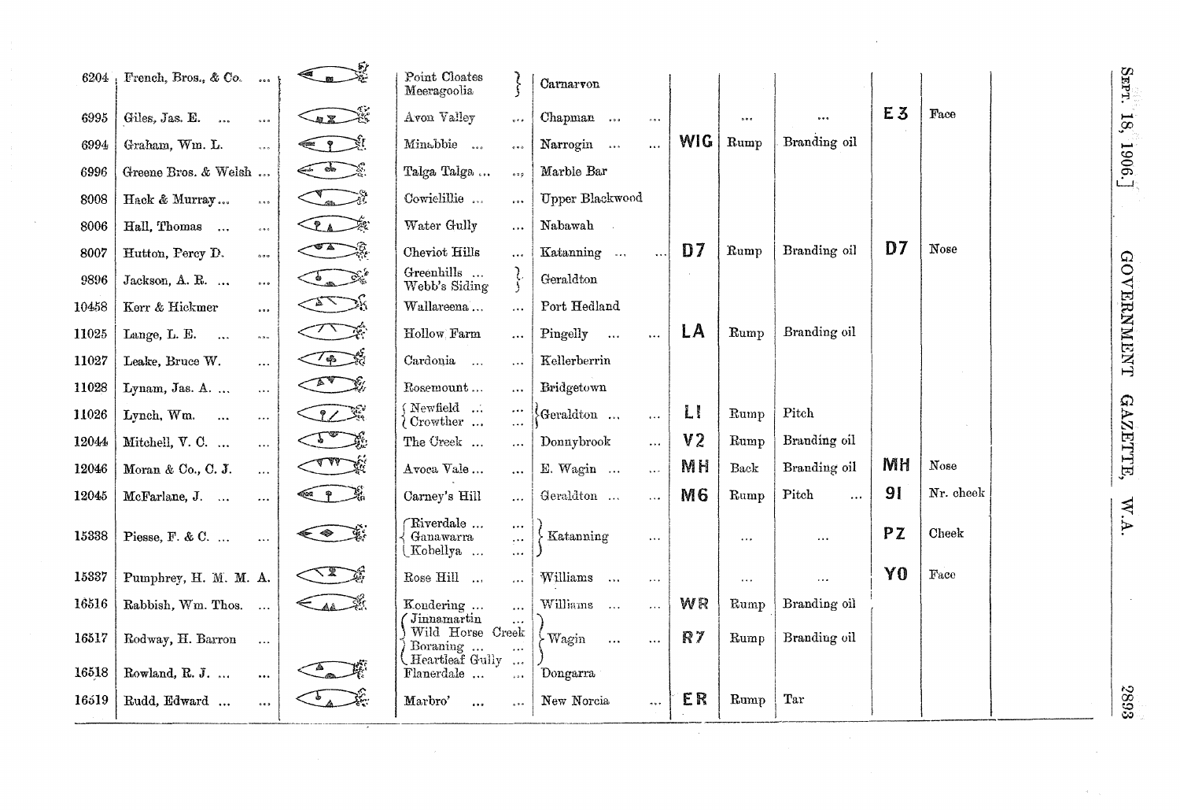| | | | | | | | | | | |
|---|---|---|---|---|---|---|---|---|---|---|
| 6204 | French, Bros., & Co. ... | | Point Cloates / Meeragoolia | Carnarvon | | | | | | |
| 6995 | Giles, Jas. E. ... ... | | Avon Valley ... | Chapman ... ... | | ... | ... | E3 | Face | |
| 6994 | Graham, Wm. L. ... | | Minabbie ... ... | Narrogin ... ... | WIG | Rump | Branding oil | | | |
| 6996 | Greene Bros. & Welsh ... | | Talga Talga ... ... | Marble Bar | | | | | | |
| 8008 | Hack & Murray ... ... | | Cowielillie ... ... | Upper Blackwood | | | | | | |
| 8006 | Hall, Thomas ... ... | | Water Gully ... | Nabawah | | | | | | |
| 8007 | Hutton, Percy D. ... | | Cheviot Hills ... | Katanning ... ... | D7 | Rump | Branding oil | D7 | Nose | |
| 9896 | Jackson, A. R. ... ... | | Greenhills ... / Webb's Siding | Geraldton | | | | | | |
| 10458 | Kerr & Hickmer ... | | Wallareena ... ... | Port Hedland | | | | | | |
| 11025 | Lange, L. E. ... ... | | Hollow Farm ... | Pingelly ... ... | LA | Rump | Branding oil | | | |
| 11027 | Leake, Bruce W. ... | | Cardonia ... ... | Kellerberrin | | | | | | |
| 11028 | Lynam, Jas. A. ... ... | | Rosemount ... ... | Bridgetown | | | | | | |
| 11026 | Lynch, Wm. ... ... | | Newfield ... ... / Crowther ... ... | Geraldton ... ... | L1 | Rump | Pitch | | | |
| 12044 | Mitchell, V. C. ... ... | | The Creek ... ... | Donnybrook ... | V2 | Rump | Branding oil | | | |
| 12046 | Moran & Co., C. J. ... | | Avoca Vale ... ... | E. Wagin ... ... | MH | Back | Branding oil | MH | Nose | |
| 12045 | McFarlane, J. ... ... | | Carney's Hill ... | Geraldton ... ... | M6 | Rump | Pitch ... | 91 | Nr. cheek | |
| 15338 | Piesse, F. & C. ... ... | | Riverdale ... ... / Ganawarra ... / Kobellya ... ... | Katanning ... | | ... | ... | PZ | Cheek | |
| 15337 | Pumphrey, H. M. M. A. | | Rose Hill ... ... | Williams ... ... | | ... | ... | Y0 | Face | |
| 16516 | Rabbish, Wm. Thos. ... | | Kondering ... ... | Williams ... ... | WR | Rump | Branding oil | | | |
| 16517 | Rodway, H. Barron ... | | Jinnamartin ... / Wild Horse Creek / Boraning ... ... / Heartleaf Gully ... | Wagin ... ... | R7 | Rump | Branding oil | | | |
| 16518 | Rowland, R. J. ... ... | | Flanerdale ... ... | Dongarra | | | | | | |
| 16519 | Rudd, Edward ... ... | | Marbro' ... ... | New Norcia ... | ER | Rump | Tar | | | |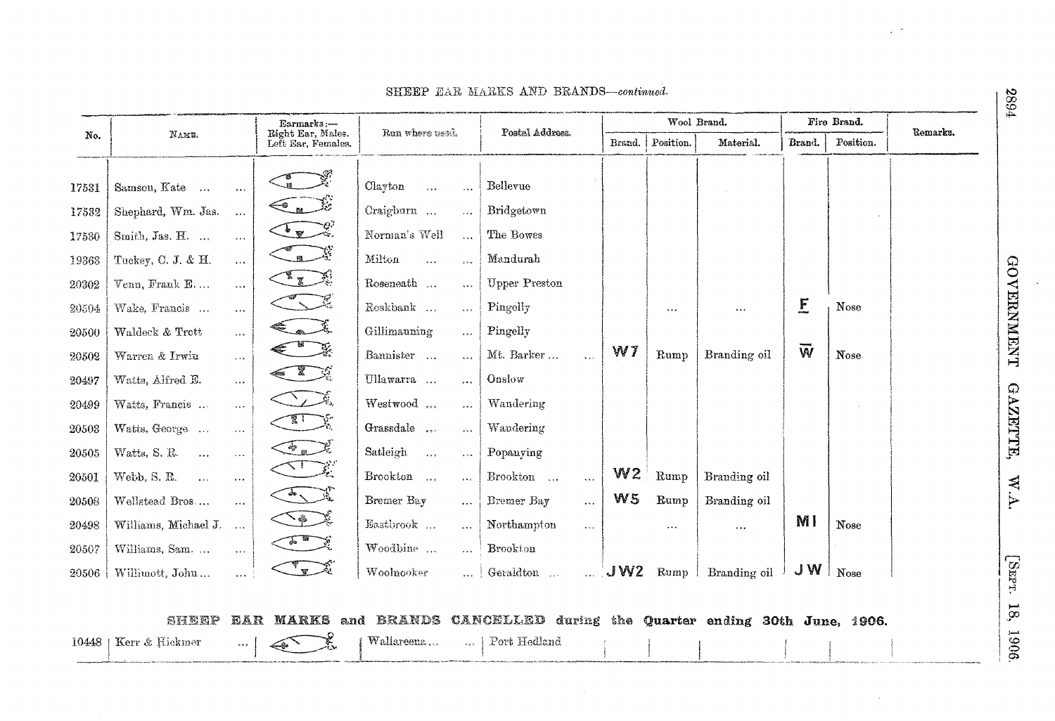SHEEP EAR MARKS AND BRANDS—*continued.*

| No. | Name. | Earmarks:— Right Ear, Males. Left Ear, Females. | Run where used. | Postal Address. | Wool Brand. | | | Fire Brand. | | Remarks. |
|---|---|---|---|---|---|---|---|---|---|---|
| | | | | | Brand. | Position. | Material. | Brand. | Position. | |
| 17531 | Samson, Kate ... | | Clayton ... | Bellevue | | | | | | |
| 17532 | Shephard, Wm. Jas. ... | | Craigburn ... | Bridgetown | | | | | | |
| 17530 | Smith, Jas. H. ... | | Norman's Well ... | The Bowes | | | | | | |
| 19363 | Tuckey, C. J. & H. ... | | Milton ... | Mandurah | | | | | | |
| 20302 | Venn, Frank E. ... | | Roseneath ... | Upper Preston | | | | | | |
| 20504 | Wake, Francis ... | | Roskbank ... | Pingelly | | ... | ... | F | Nose | |
| 20500 | Waldeck & Trott ... | | Gillimauning ... | Pingelly | | | | | | |
| 20502 | Warren & Irwin ... | | Bannister ... | Mt. Barker ... | W7 | Rump | Branding oil | W | Nose | |
| 20497 | Watts, Alfred E. ... | | Ullawarra ... | Onslow | | | | | | |
| 20499 | Watts, Francis ... | | Westwood ... | Wandering | | | | | | |
| 20503 | Watts, George ... | | Grassdale ... | Wandering | | | | | | |
| 20505 | Watts, S. R. ... | | Satleigh ... | Popanying | | | | | | |
| 20501 | Webb, S. R. ... | | Brockton ... | Brookton ... | W2 | Rump | Branding oil | | | |
| 20508 | Wellstead Bros. ... | | Bremer Bay ... | Bremer Bay ... | W5 | Rump | Branding oil | | | |
| 20498 | Williams, Michael J. ... | | Eastbrook ... | Northampton ... | | ... | ... | MI | Nose | |
| 20507 | Williams, Sam. ... | | Woodbine ... | Brookton | | | | | | |
| 20506 | Willmott, John ... | | Woolnooker ... | Geraldton ... | JW2 | Rump | Branding oil | JW | Nose | |

**SHEEP EAR MARKS and BRANDS CANCELLED during the Quarter ending 30th June, 1906.**

| No. | Name. | Earmarks | Run where used. | Postal Address. | Brand. | Position. | Material. | Brand. | Position. | Remarks. |
|---|---|---|---|---|---|---|---|---|---|---|
| 10448 | Kerr & Hickmer ... | | Wallareena ... | Port Hedland | | | | | | |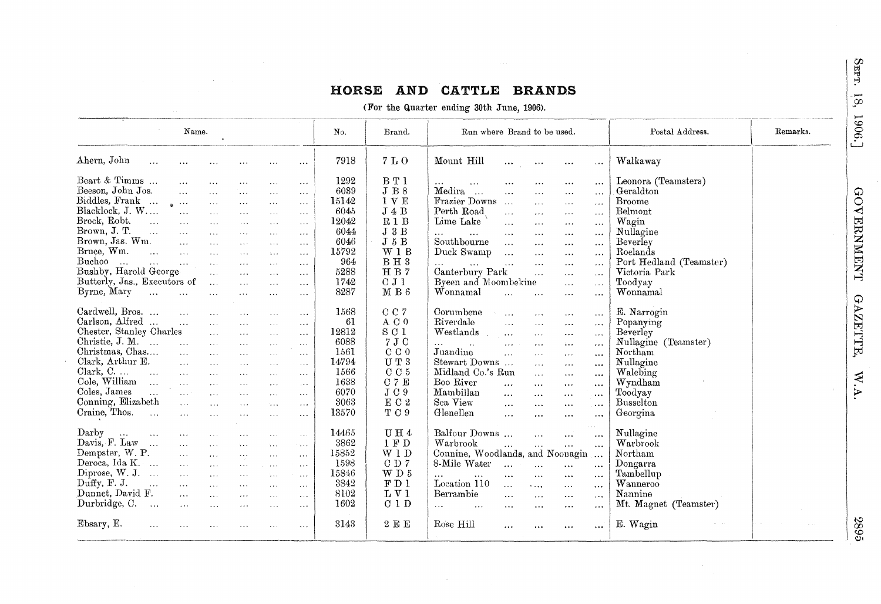# HORSE AND CATTLE BRANDS

(For the Quarter ending 30th June, 1906).

| Name. | No. | Brand. | Run where Brand to be used. | Postal Address. | Remarks. |
|---|---|---|---|---|---|
| Ahern, John | 7918 | 7 L O | Mount Hill | Walkaway | |
| Beart & Timms ... | 1292 | B T 1 | ... | Leonora (Teamsters) | |
| Beeson, John Jos. | 6039 | J B 8 | Medira ... | Geraldton | |
| Biddles, Frank ... | 15142 | 1 V E | Frazier Downs ... | Broome | |
| Blacklock, J. W.... | 6045 | J 4 B | Perth Road | Belmont | |
| Brock, Robt. | 12042 | R 1 B | Lime Lake | Wagin | |
| Brown, J. T. | 6044 | J 3 B | ... | Nullagine | |
| Brown, Jas. Wm. | 6046 | J 5 B | Southbourne | Beverley | |
| Bruce, Wm. | 15792 | W 1 B | Duck Swamp | Roelands | |
| Buchoo ... | 964 | B H 3 | ... | Port Hedland (Teamster) | |
| Bushby, Harold George | 5288 | H B 7 | Canterbury Park | Victoria Park | |
| Butterly, Jas., Executors of | 1742 | C J 1 | Byeen and Moombekine | Toodyay | |
| Byrne, Mary | 8287 | M B 6 | Wonnamal | Wonnamal | |
| Cardwell, Bros. ... | 1568 | C C 7 | Corumbene | E. Narrogin | |
| Carlson, Alfred ... | 61 | A C 0 | Riverdale | Popanying | |
| Chester, Stanley Charles | 12812 | S C 1 | Westlands | Beverley | |
| Christie, J. M. ... | 6088 | 7 J C | ... | Nullagine (Teamster) | |
| Christmas, Chas.... | 1561 | C C 0 | Juandine | Northam | |
| Clark, Arthur E. | 14794 | U T 3 | Stewart Downs ... | Nullagine | |
| Clark, C. ... | 1566 | C C 5 | Midland Co.'s Run | Walebing | |
| Cole, William | 1638 | C 7 E | Boo River | Wyndham | |
| Coles, James | 6070 | J C 9 | Mambillan | Toodyay | |
| Conning, Elizabeth | 3063 | E C 2 | Sea View | Busselton | |
| Craine, Thos. | 13570 | T C 9 | Glenellen | Georgina | |
| Darby ... | 14465 | U H 4 | Balfour Downs ... | Nullagine | |
| Davis, F. Law ... | 3862 | 1 F D | Warbrook | Warbrook | |
| Dempster, W. P. | 15852 | W 1 D | Connine, Woodlands, and Noonagin ... | Northam | |
| Deroca, Ida K. ... | 1598 | C D 7 | 8-Mile Water | Dongarra | |
| Diprose, W. J. ... | 15846 | W D 5 | ... | Tambellup | |
| Duffy, F. J. | 3842 | F D 1 | Location 110 | Wanneroo | |
| Dunnet, David F. | 8102 | L V 1 | Berrambie | Nannine | |
| Durbridge, C. ... | 1602 | C 1 D | ... | Mt. Magnet (Teamster) | |
| Ebsary, E. | 3143 | 2 E E | Rose Hill | E. Wagin | |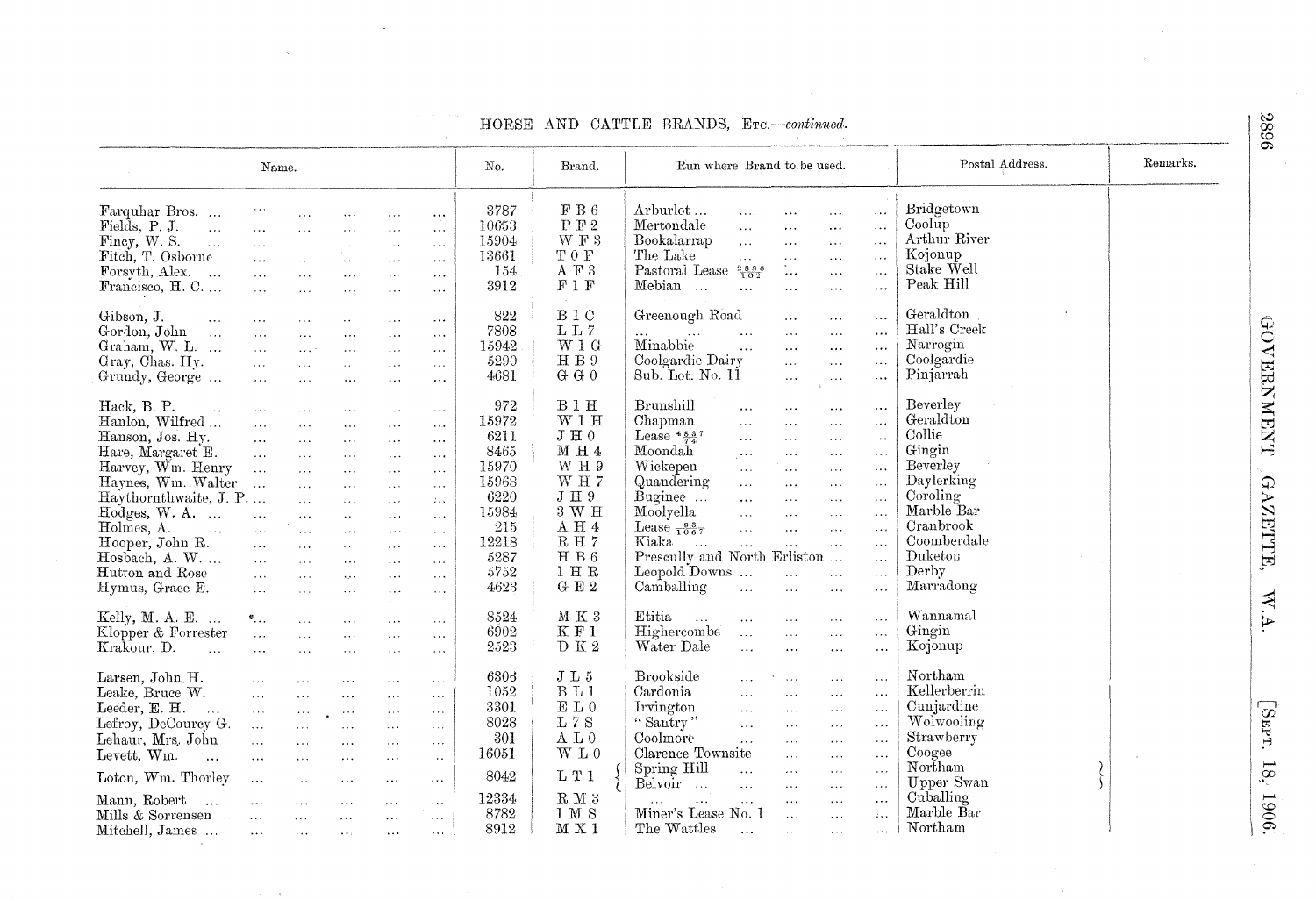HORSE AND CATTLE BRANDS, ETC.—*continued*.

| Name. | No. | Brand. | Run where Brand to be used. | Postal Address. | Remarks. |
|---|---|---|---|---|---|
| Farquhar Bros. ... | 3787 | F B 6 | Arburlot ... | Bridgetown | |
| Fields, P. J. ... | 10653 | P F 2 | Mertondale ... | Coolup | |
| Finey, W. S. ... | 15904 | W F 3 | Bookalarrap ... | Arthur River | |
| Fitch, T. Osborne | 13661 | T 0 F | The Lake ... | Kojonup | |
| Forsyth, Alex. ... | 154 | A F 3 | Pastoral Lease $\frac{2886}{102}$ ... | Stake Well | |
| Francisco, H. C. ... | 3912 | F 1 F | Mebian ... | Peak Hill | |
| Gibson, J. ... | 822 | B 1 C | Greenough Road ... | Geraldton | |
| Gordon, John ... | 7808 | L L 7 | ... | Hall's Creek | |
| Graham, W. L. ... | 15942 | W 1 G | Minabbie ... | Narrogin | |
| Gray, Chas. Hy. | 5290 | H B 9 | Coolgardie Dairy ... | Coolgardie | |
| Grundy, George ... | 4681 | G G 0 | Sub. Lot. No. 11 ... | Pinjarrah | |
| Hack, B. P. ... | 972 | B 1 H | Brunshill ... | Beverley | |
| Hanlon, Wilfred ... | 15972 | W 1 H | Chapman ... | Geraldton | |
| Hanson, Jos. Hy. | 6211 | J H 0 | Lease $\frac{4537}{74}$ ... | Collie | |
| Hare, Margaret E. | 8465 | M H 4 | Moondah ... | Gingin | |
| Harvey, Wm. Henry | 15970 | W H 9 | Wickepen ... | Beverley | |
| Haynes, Wm. Walter | 15968 | W H 7 | Quandering ... | Daylerking | |
| Haythornthwaite, J. P. ... | 6220 | J H 9 | Buginee ... | Coroling | |
| Hodges, W. A. ... | 15984 | 3 W H | Moolyella ... | Marble Bar | |
| Holmes, A. ... | 215 | A H 4 | Lease $\frac{93}{1067}$ ... | Cranbrook | |
| Hooper, John R. | 12218 | R H 7 | Kiaka ... | Coomberdale | |
| Hosbach, A. W. ... | 5287 | H B 6 | Prescully and North Erliston ... | Duketon | |
| Hutton and Rose | 5752 | 1 H R | Leopold Downs ... | Derby | |
| Hymus, Grace E. | 4623 | G E 2 | Camballing ... | Marradong | |
| Kelly, M. A. E. ... | 8524 | M K 3 | Etitia ... | Wannamal | |
| Klopper & Forrester | 6902 | K F 1 | Highercombe ... | Gingin | |
| Krakour, D. ... | 2523 | D K 2 | Water Dale ... | Kojonup | |
| Larsen, John H. | 6306 | J L 5 | Brookside ... | Northam | |
| Leake, Bruce W. | 1052 | B L 1 | Cardonia ... | Kellerberrin | |
| Leeder, E. H. ... | 3301 | E L 0 | Irvington ... | Cunjardine | |
| Lefroy, DeCourcy G. | 8028 | L 7 S | "Santry" ... | Wolwooling | |
| Lehaur, Mrs. John | 301 | A L 0 | Coolmore ... | Strawberry | |
| Levett, Wm. ... | 16051 | W L 0 | Clarence Townsite ... | Coogee | |
| Loton, Wm. Thorley | 8042 | L T 1 | Spring Hill ...; Belvoir ... | Northam; Upper Swan | |
| Mann, Robert ... | 12334 | R M 3 | ... | Cuballing | |
| Mills & Sorrensen | 8782 | 1 M S | Miner's Lease No. 1 ... | Marble Bar | |
| Mitchell, James ... | 8912 | M X 1 | The Wattles ... | Northam | |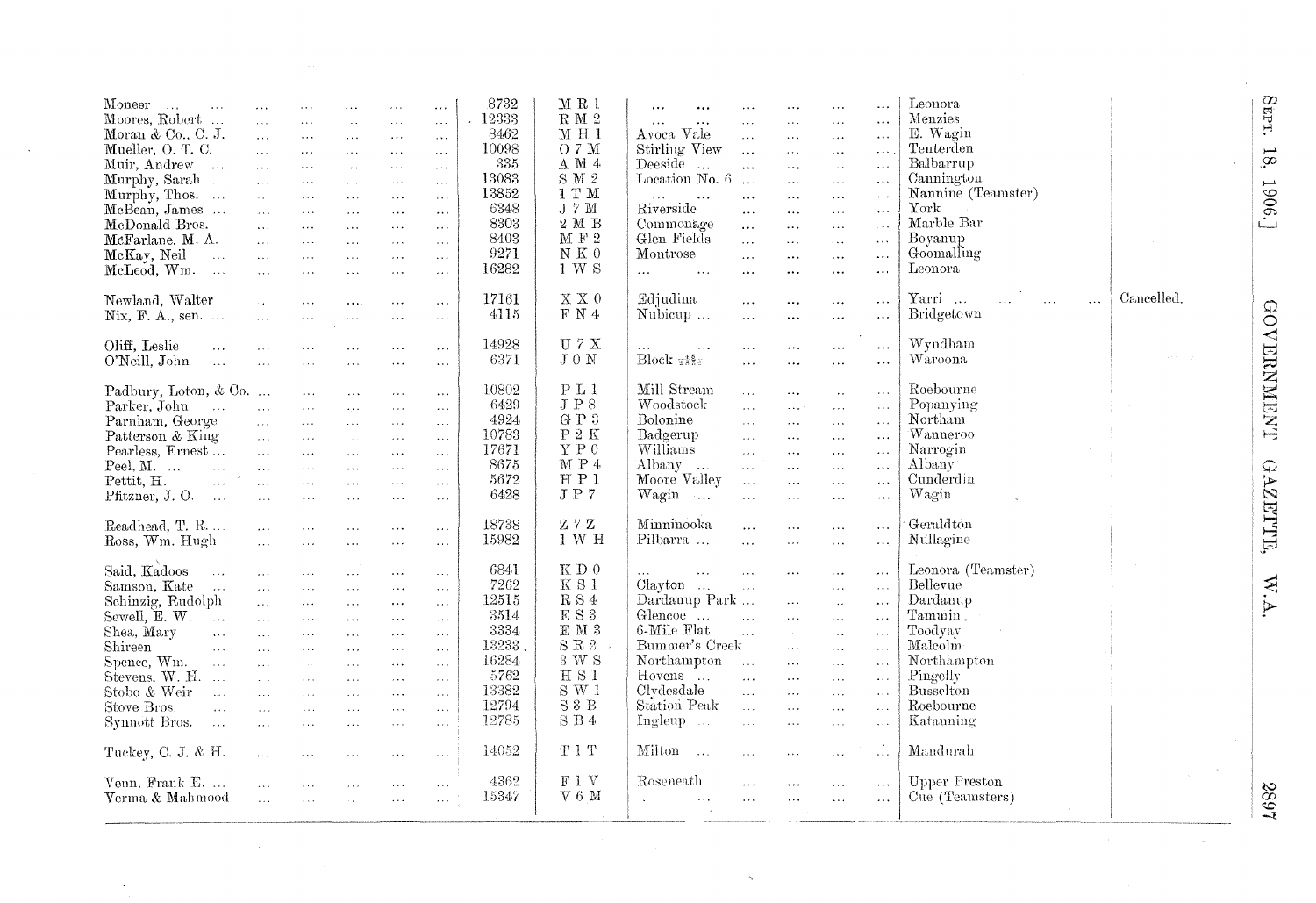| | | | | | |
|---|---|---|---|---|---|
| Moneer | 8732 | M R 1 | ... | Leonora | |
| Moores, Robert | 12333 | R M 2 | ... | Menzies | |
| Moran & Co., C. J. | 8462 | M H 1 | Avoca Vale | E. Wagin | |
| Mueller, O. T. C. | 10098 | O 7 M | Stirling View | Tenterden | |
| Muir, Andrew | 335 | A M 4 | Deeside | Balbarrup | |
| Murphy, Sarah | 13083 | S M 2 | Location No. 6 | Cannington | |
| Murphy, Thos. | 13852 | 1 T M | ... | Nannine (Teamster) | |
| McBean, James | 6348 | J 7 M | Riverside | York | |
| McDonald Bros. | 8303 | 2 M B | Commonage | Marble Bar | |
| McFarlane, M. A. | 8403 | M F 2 | Glen Fields | Boyanup | |
| McKay, Neil | 9271 | N K 0 | Montrose | Goomalling | |
| McLeod, Wm. | 16282 | 1 W S | ... | Leonora | |
| Newland, Walter | 17161 | X X 0 | Edjudina | Yarri | Cancelled. |
| Nix, F. A., sen. | 4115 | F N 4 | Nubicup | Bridgetown | |
| Oliff, Leslie | 14928 | U 7 X | ... | Wyndham | |
| O'Neill, John | 6371 | J 0 N | Block ¹⁸⁄₁₅₂₁ | Waroona | |
| Padbury, Loton, & Co. | 10802 | P L 1 | Mill Stream | Roebourne | |
| Parker, John | 6429 | J P 8 | Woodstock | Popanying | |
| Parnham, George | 4924 | G P 3 | Bolonine | Northam | |
| Patterson & King | 10783 | P 2 K | Badgerup | Wanneroo | |
| Pearless, Ernest | 17671 | Y P 0 | Williams | Narrogin | |
| Peel, M. | 8675 | M P 4 | Albany | Albany | |
| Pettit, H. | 5672 | H P 1 | Moore Valley | Cunderdin | |
| Pfitzner, J. O. | 6428 | J P 7 | Wagin | Wagin | |
| Readhead, T. R. | 18738 | Z 7 Z | Minninooka | Geraldton | |
| Ross, Wm. Hugh | 15982 | 1 W H | Pilbarra | Nullagine | |
| Said, Kadoos | 6841 | K D 0 | ... | Leonora (Teamster) | |
| Samson, Kate | 7262 | K S 1 | Clayton | Bellevue | |
| Schinzig, Rudolph | 12515 | R S 4 | Dardanup Park | Dardanup | |
| Sewell, E. W. | 3514 | E S 3 | Glencoe | Tammin | |
| Shea, Mary | 3334 | E M 3 | 6-Mile Flat | Toodyay | |
| Shireen | 13233 | S R 2 | Bummer's Creek | Malcolm | |
| Spence, Wm. | 16284 | 3 W S | Northampton | Northampton | |
| Stevens, W. H. | 5762 | H S 1 | Hovens | Pingelly | |
| Stobo & Weir | 13382 | S W 1 | Clydesdale | Busselton | |
| Stove Bros. | 12794 | S 3 B | Station Peak | Roebourne | |
| Synnott Bros. | 12785 | S B 4 | Ingleup | Katanning | |
| Tuckey, C. J. & H. | 14052 | T 1 T | Milton | Mandurah | |
| Venn, Frank E. | 4362 | F 1 V | Roseneath | Upper Preston | |
| Verma & Mahmood | 15347 | V 6 M | ... | Cue (Teamsters) | |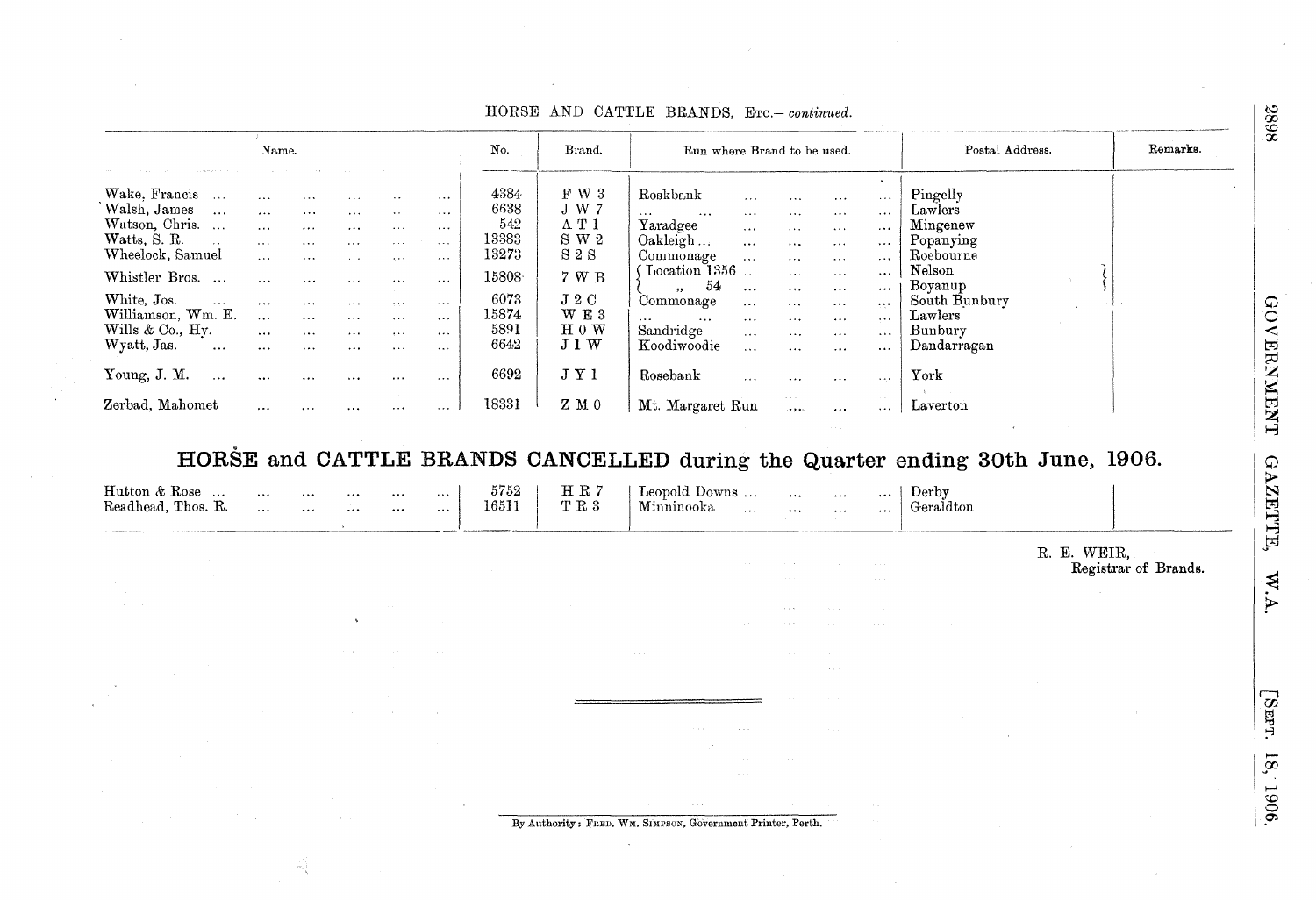HORSE AND CATTLE BRANDS, ETC.—*continued*.

| Name. | No. | Brand. | Run where Brand to be used. | Postal Address. | Remarks. |
|---|---|---|---|---|---|
| Wake, Francis | 4384 | F W 3 | Roskbank | Pingelly | |
| Walsh, James | 6638 | J W 7 | ... | Lawlers | |
| Watson, Chris. | 542 | A T 1 | Yaradgee | Mingenew | |
| Watts, S. R. | 13383 | S W 2 | Oakleigh | Popanying | |
| Wheelock, Samuel | 13273 | S 2 S | Commonage | Roebourne | |
| Whistler Bros. | 15808 | 7 W B | Location 1356 / " 54 | Nelson / Boyanup | |
| White, Jos. | 6073 | J 2 C | Commonage | South Bunbury | |
| Williamson, Wm. E. | 15874 | W E 3 | ... | Lawlers | |
| Wills & Co., Hy. | 5891 | H 0 W | Sandridge | Bunbury | |
| Wyatt, Jas. | 6642 | J 1 W | Koodiwoodie | Dandarragan | |
| Young, J. M. | 6692 | J Y 1 | Rosebank | York | |
| Zerbad, Mahomet | 18331 | Z M 0 | Mt. Margaret Run | Laverton | |

## HORSE and CATTLE BRANDS CANCELLED during the Quarter ending 30th June, 1906.

| | | | | | |
|---|---|---|---|---|---|
| Hutton & Rose | 5752 | H R 7 | Leopold Downs | Derby | |
| Readhead, Thos. R. | 16511 | T R 3 | Minninooka | Geraldton | |

R. E. WEIR,
Registrar of Brands.

By Authority: FRED. WM. SIMPSON, Government Printer, Perth.